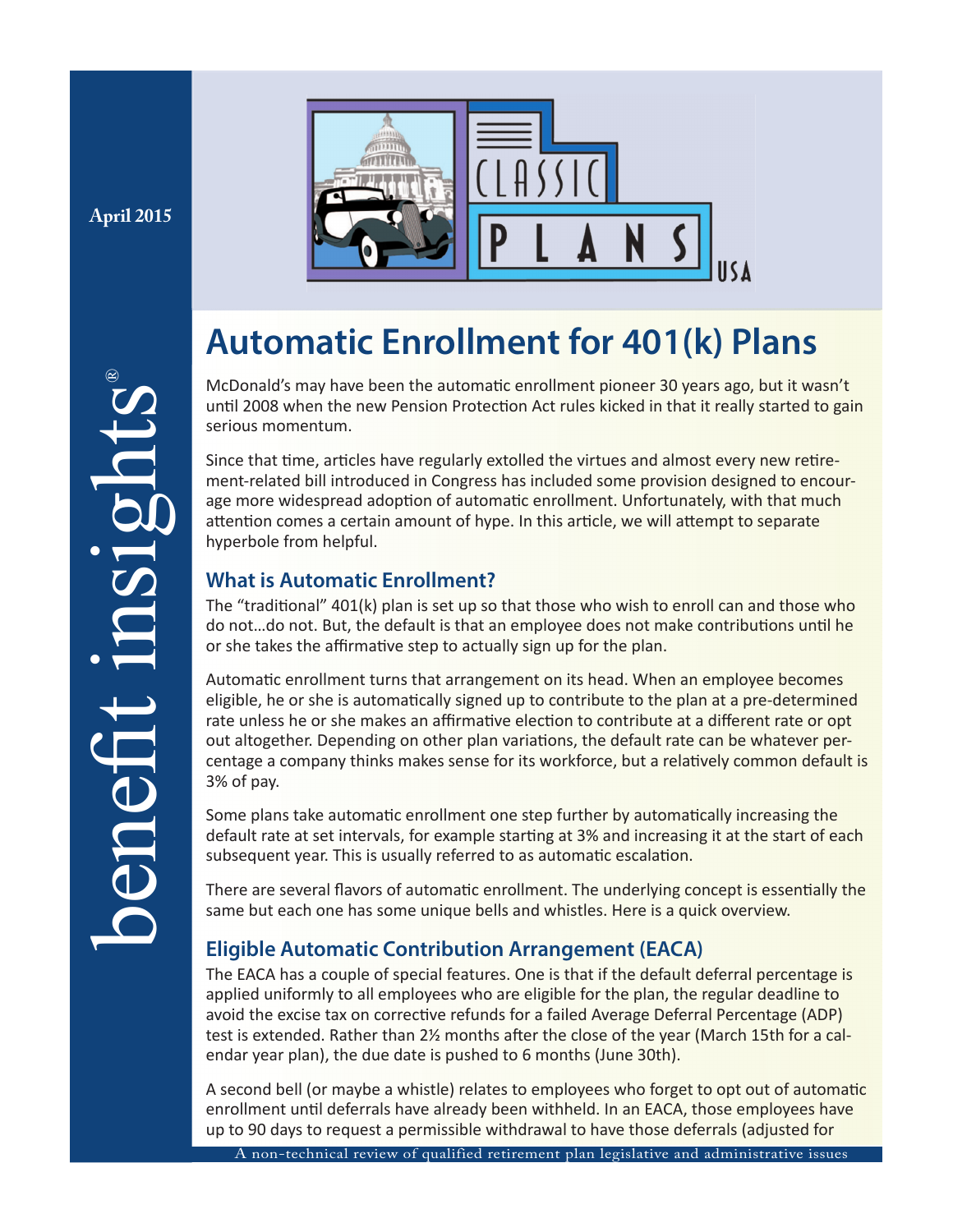April 2015

benefit insights®

# Automatic Enrollment for 401(k) Plans

McDonald's may have been the automatic enrollment pioneer 30 years ago, but it wasn't until 2008 when the new Pension Protection Act rules kicked in that it really started to gain serious momentum.

Since that time, articles have regularly extolled the virtues and almost every new retirement-related bill introduced in Congress has included some provision designed to encourage more widespread adoption of automatic enrollment. Unfortunately, with that much attention comes a certain amount of hype. In this article, we will attempt to separate hyperbole from helpful.

## What is Automatic Enrollment?

The "traditional" 401(k) plan is set up so that those who wish to enroll can and those who do not...do not. But, the default is that an employee does not make contributions until he or she takes the affirmative step to actually sign up for the plan.

Automatic enrollment turns that arrangement on its head. When an employee becomes eligible, he or she is automatically signed up to contribute to the plan at a pre-determined rate unless he or she makes an affirmative election to contribute at a different rate or opt out altogether. Depending on other plan variations, the default rate can be whatever percentage a company thinks makes sense for its workforce, but a relatively common default is 3% of pay.

Some plans take automatic enrollment one step further by automatically increasing the default rate at set intervals, for example starting at 3% and increasing it at the start of each subsequent year. This is usually referred to as automatic escalation.

There are several flavors of automatic enrollment. The underlying concept is essentially the same but each one has some unique bells and whistles. Here is a quick overview.

## Eligible Automatic Contribution Arrangement (EACA)

The EACA has a couple of special features. One is that if the default deferral percentage is applied uniformly to all employees who are eligible for the plan, the regular deadline to avoid the excise tax on corrective refunds for a failed Average Deferral Percentage (ADP) test is extended. Rather than 2½ months after the close of the year (March 15th for a calendar year plan), the due date is pushed to 6 months (June 30th).

A second bell (or maybe a whistle) relates to employees who forget to opt out of automatic enrollment until deferrals have already been withheld. In an EACA, those employees have up to 90 days to request a permissible withdrawal to have those deferrals (adjusted for

A non-technical review of qualified retirement plan legislative and administrative issues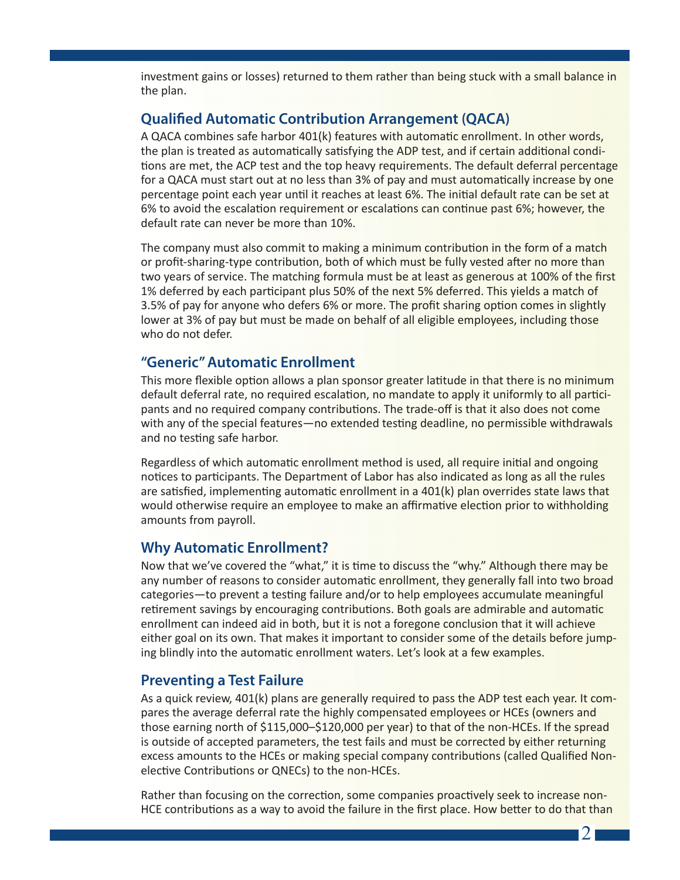investment gains or losses) returned to them rather than being stuck with a small balance in the plan.

## Qualified Automatic Contribution Arrangement (QACA)

A QACA combines safe harbor 401(k) features with automatic enrollment. In other words, the plan is treated as automatically satisfying the ADP test, and if certain additional conditions are met, the ACP test and the top heavy requirements. The default deferral percentage for a QACA must start out at no less than 3% of pay and must automatically increase by one percentage point each year until it reaches at least 6%. The initial default rate can be set at 6% to avoid the escalation requirement or escalations can continue past 6%; however, the default rate can never be more than 10%.

The company must also commit to making a minimum contribution in the form of a match or profit-sharing-type contribution, both of which must be fully vested after no more than two years of service. The matching formula must be at least as generous at 100% of the first 1% deferred by each participant plus 50% of the next 5% deferred. This yields a match of 3.5% of pay for anyone who defers 6% or more. The profit sharing option comes in slightly lower at 3% of pay but must be made on behalf of all eligible employees, including those who do not defer.

## "Generic" Automatic Enrollment

This more flexible option allows a plan sponsor greater latitude in that there is no minimum default deferral rate, no required escalation, no mandate to apply it uniformly to all participants and no required company contributions. The trade-off is that it also does not come with any of the special features—no extended testing deadline, no permissible withdrawals and no testing safe harbor.

Regardless of which automatic enrollment method is used, all require initial and ongoing notices to participants. The Department of Labor has also indicated as long as all the rules are satisfied, implementing automatic enrollment in a 401(k) plan overrides state laws that would otherwise require an employee to make an affirmative election prior to withholding amounts from payroll.

## Why Automatic Enrollment?

Now that we've covered the "what," it is time to discuss the "why." Although there may be any number of reasons to consider automatic enrollment, they generally fall into two broad categories—to prevent a testing failure and/or to help employees accumulate meaningful retirement savings by encouraging contributions. Both goals are admirable and automatic enrollment can indeed aid in both, but it is not a foregone conclusion that it will achieve either goal on its own. That makes it important to consider some of the details before jumping blindly into the automatic enrollment waters. Let's look at a few examples.

## Preventing a Test Failure

As a quick review, 401(k) plans are generally required to pass the ADP test each year. It compares the average deferral rate the highly compensated employees or HCEs (owners and those earning north of $115,000–$120,000 per year) to that of the non-HCEs. If the spread is outside of accepted parameters, the test fails and must be corrected by either returning excess amounts to the HCEs or making special company contributions (called Qualified Nonelective Contributions or QNECs) to the non-HCEs.

Rather than focusing on the correction, some companies proactively seek to increase non-HCE contributions as a way to avoid the failure in the first place. How better to do that than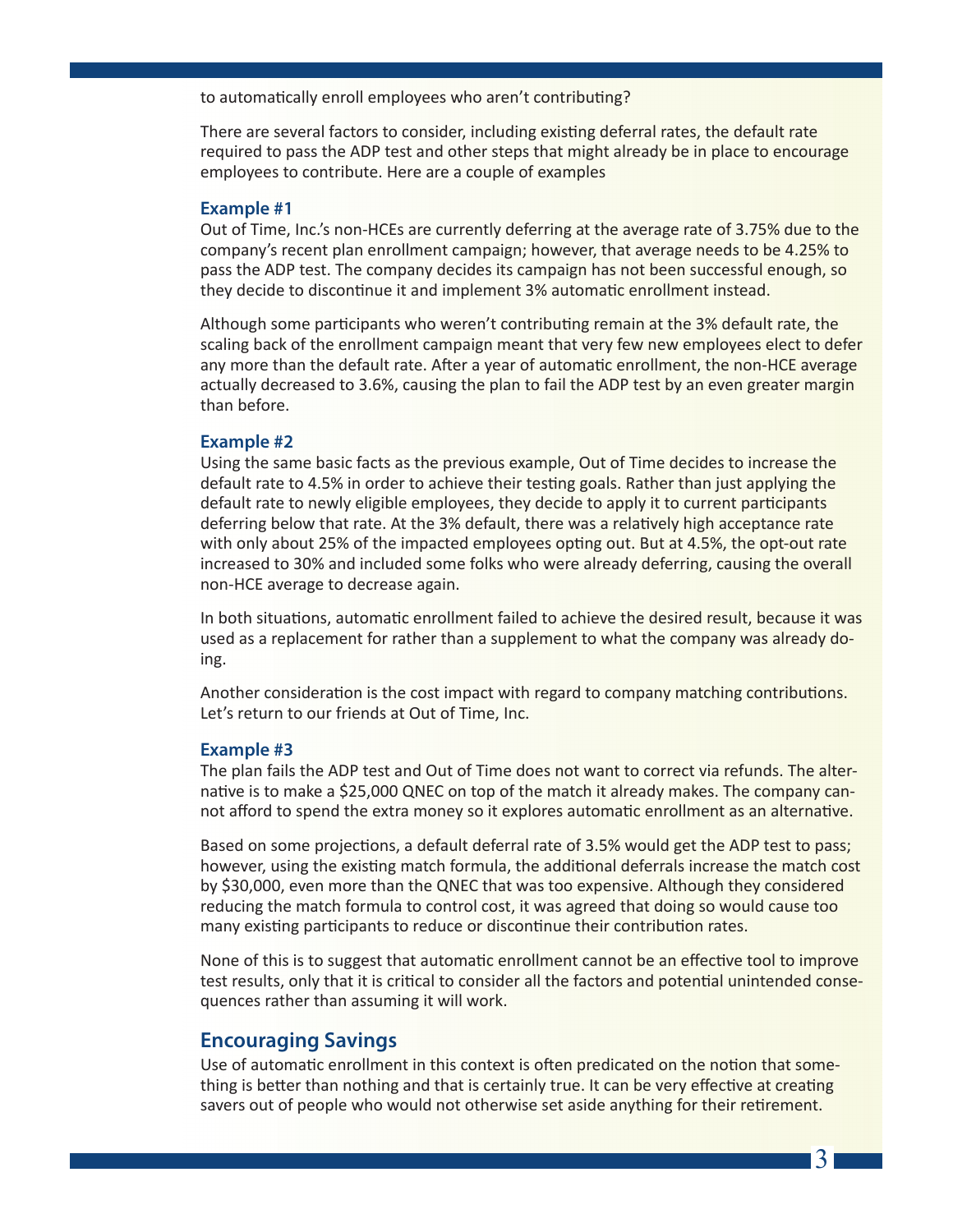to automatically enroll employees who aren't contributing?

There are several factors to consider, including existing deferral rates, the default rate required to pass the ADP test and other steps that might already be in place to encourage employees to contribute. Here are a couple of examples

### Example #1

Out of Time, Inc.'s non-HCEs are currently deferring at the average rate of 3.75% due to the company's recent plan enrollment campaign; however, that average needs to be 4.25% to pass the ADP test. The company decides its campaign has not been successful enough, so they decide to discontinue it and implement 3% automatic enrollment instead.

Although some participants who weren't contributing remain at the 3% default rate, the scaling back of the enrollment campaign meant that very few new employees elect to defer any more than the default rate. After a year of automatic enrollment, the non-HCE average actually decreased to 3.6%, causing the plan to fail the ADP test by an even greater margin than before.

### Example #2

Using the same basic facts as the previous example, Out of Time decides to increase the default rate to 4.5% in order to achieve their testing goals. Rather than just applying the default rate to newly eligible employees, they decide to apply it to current participants deferring below that rate. At the 3% default, there was a relatively high acceptance rate with only about 25% of the impacted employees opting out. But at 4.5%, the opt-out rate increased to 30% and included some folks who were already deferring, causing the overall non-HCE average to decrease again.

In both situations, automatic enrollment failed to achieve the desired result, because it was used as a replacement for rather than a supplement to what the company was already doing.

Another consideration is the cost impact with regard to company matching contributions. Let's return to our friends at Out of Time, Inc.

### Example #3

The plan fails the ADP test and Out of Time does not want to correct via refunds. The alternative is to make a $25,000 QNEC on top of the match it already makes. The company cannot afford to spend the extra money so it explores automatic enrollment as an alternative.

Based on some projections, a default deferral rate of 3.5% would get the ADP test to pass; however, using the existing match formula, the additional deferrals increase the match cost by $30,000, even more than the QNEC that was too expensive. Although they considered reducing the match formula to control cost, it was agreed that doing so would cause too many existing participants to reduce or discontinue their contribution rates.

None of this is to suggest that automatic enrollment cannot be an effective tool to improve test results, only that it is critical to consider all the factors and potential unintended consequences rather than assuming it will work.

## Encouraging Savings

Use of automatic enrollment in this context is often predicated on the notion that something is better than nothing and that is certainly true. It can be very effective at creating savers out of people who would not otherwise set aside anything for their retirement.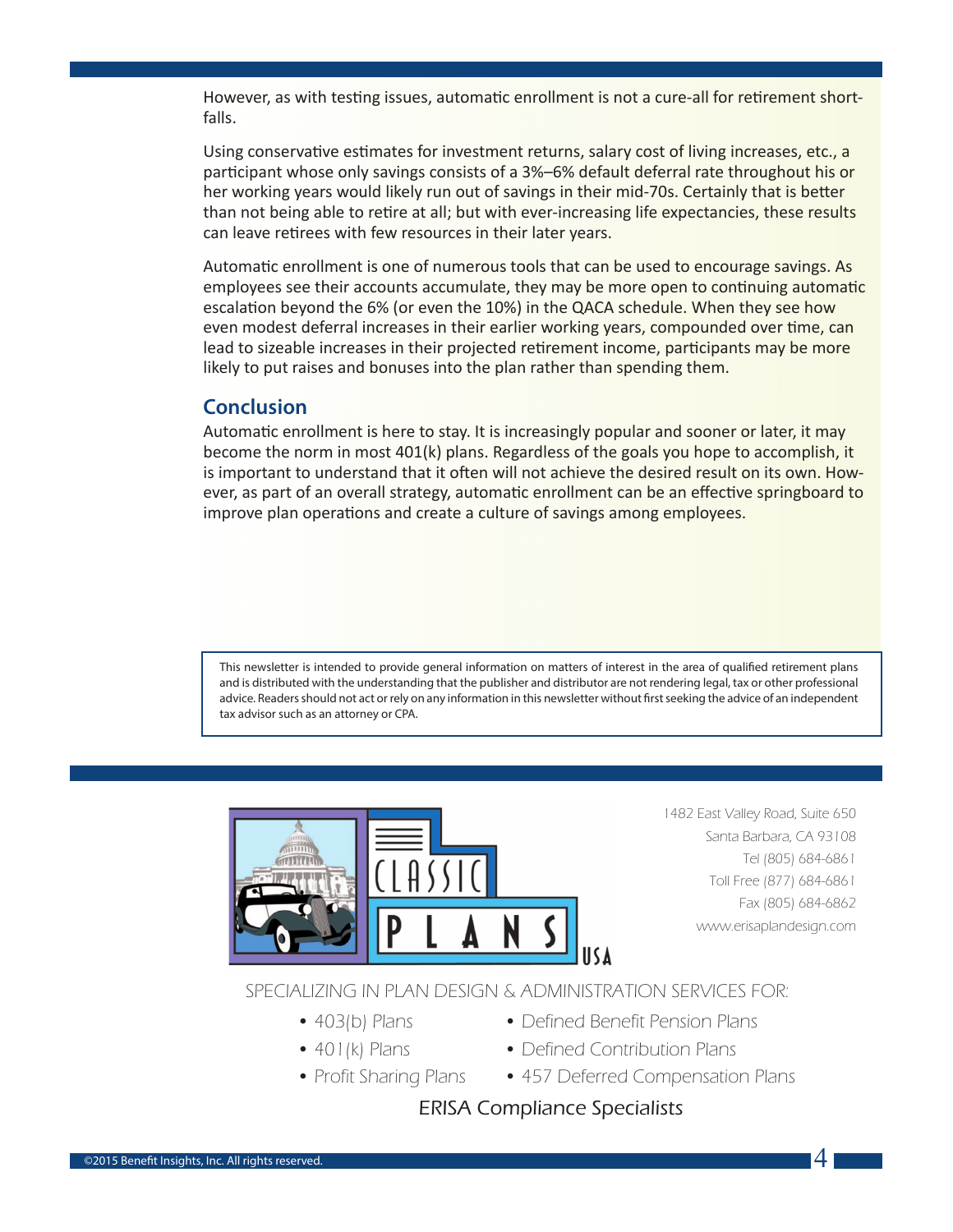However, as with testing issues, automatic enrollment is not a cure-all for retirement shortfalls.

Using conservative estimates for investment returns, salary cost of living increases, etc., a participant whose only savings consists of a 3%–6% default deferral rate throughout his or her working years would likely run out of savings in their mid-70s. Certainly that is better than not being able to retire at all; but with ever-increasing life expectancies, these results can leave retirees with few resources in their later years.

Automatic enrollment is one of numerous tools that can be used to encourage savings. As employees see their accounts accumulate, they may be more open to continuing automatic escalation beyond the 6% (or even the 10%) in the QACA schedule. When they see how even modest deferral increases in their earlier working years, compounded over time, can lead to sizeable increases in their projected retirement income, participants may be more likely to put raises and bonuses into the plan rather than spending them.

## Conclusion

Automatic enrollment is here to stay. It is increasingly popular and sooner or later, it may become the norm in most 401(k) plans. Regardless of the goals you hope to accomplish, it is important to understand that it often will not achieve the desired result on its own. However, as part of an overall strategy, automatic enrollment can be an effective springboard to improve plan operations and create a culture of savings among employees.

This newsletter is intended to provide general information on matters of interest in the area of qualified retirement plans and is distributed with the understanding that the publisher and distributor are not rendering legal, tax or other professional advice. Readers should not act or rely on any information in this newsletter without first seeking the advice of an independent tax advisor such as an attorney or CPA.

CLASSIC PLANS USA

1482 East Valley Road, Suite 650
Santa Barbara, CA 93108
Tel (805) 684-6861
Toll Free (877) 684-6861
Fax (805) 684-6862
www.erisaplandesign.com

SPECIALIZING IN PLAN DESIGN & ADMINISTRATION SERVICES FOR:

- 403(b) Plans
- 401(k) Plans
- Profit Sharing Plans
- Defined Benefit Pension Plans
- Defined Contribution Plans
- 457 Deferred Compensation Plans

*ERISA Compliance Specialists*

©2015 Benefit Insights, Inc. All rights reserved.